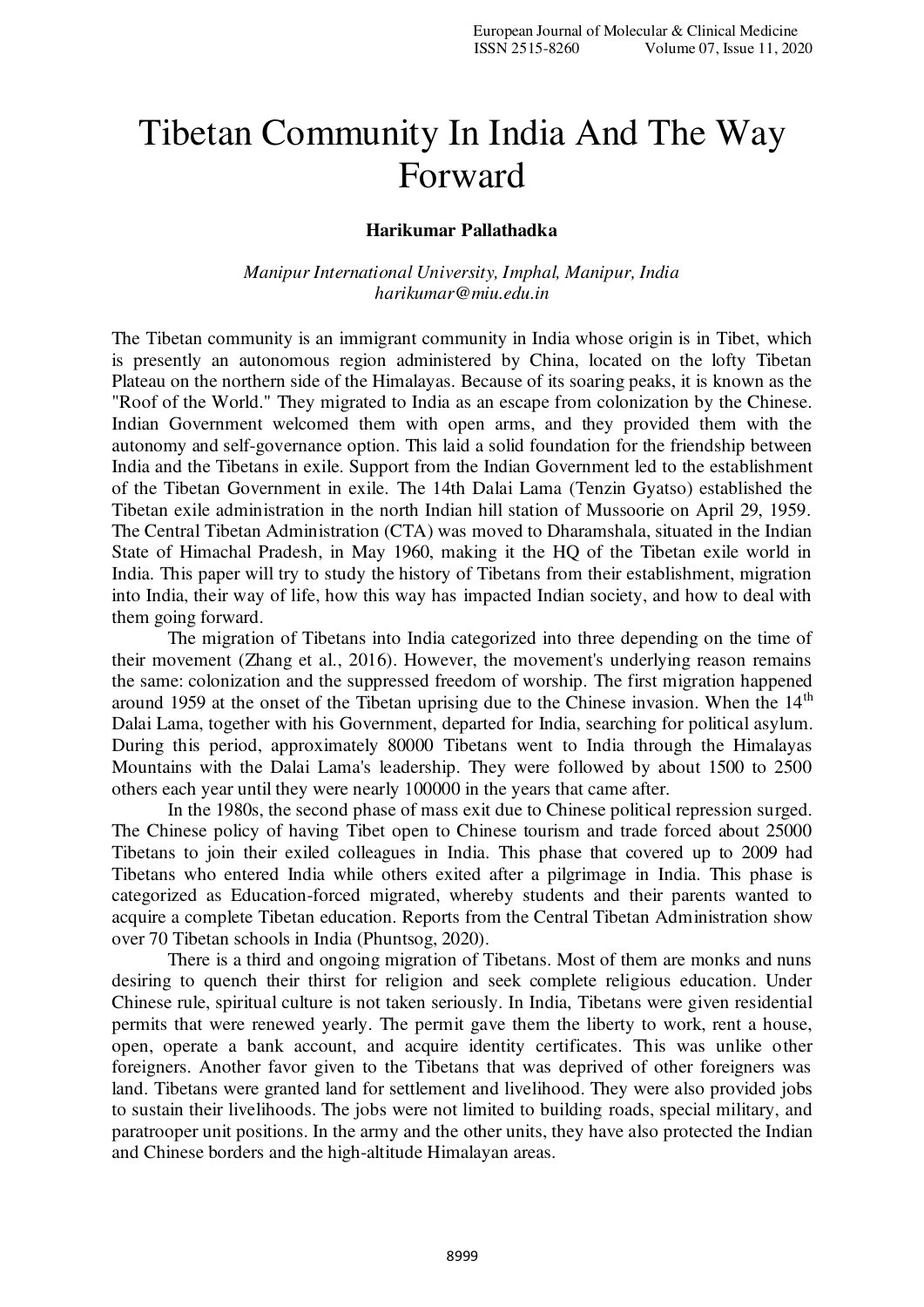# Tibetan Community In India And The Way Forward

**Harikumar Pallathadka**

*Manipur International University, Imphal, Manipur, India*
*harikumar@miu.edu.in*

The Tibetan community is an immigrant community in India whose origin is in Tibet, which is presently an autonomous region administered by China, located on the lofty Tibetan Plateau on the northern side of the Himalayas. Because of its soaring peaks, it is known as the "Roof of the World." They migrated to India as an escape from colonization by the Chinese. Indian Government welcomed them with open arms, and they provided them with the autonomy and self-governance option. This laid a solid foundation for the friendship between India and the Tibetans in exile. Support from the Indian Government led to the establishment of the Tibetan Government in exile. The 14th Dalai Lama (Tenzin Gyatso) established the Tibetan exile administration in the north Indian hill station of Mussoorie on April 29, 1959. The Central Tibetan Administration (CTA) was moved to Dharamshala, situated in the Indian State of Himachal Pradesh, in May 1960, making it the HQ of the Tibetan exile world in India. This paper will try to study the history of Tibetans from their establishment, migration into India, their way of life, how this way has impacted Indian society, and how to deal with them going forward.

The migration of Tibetans into India categorized into three depending on the time of their movement (Zhang et al., 2016). However, the movement's underlying reason remains the same: colonization and the suppressed freedom of worship. The first migration happened around 1959 at the onset of the Tibetan uprising due to the Chinese invasion. When the 14th Dalai Lama, together with his Government, departed for India, searching for political asylum. During this period, approximately 80000 Tibetans went to India through the Himalayas Mountains with the Dalai Lama's leadership. They were followed by about 1500 to 2500 others each year until they were nearly 100000 in the years that came after.

In the 1980s, the second phase of mass exit due to Chinese political repression surged. The Chinese policy of having Tibet open to Chinese tourism and trade forced about 25000 Tibetans to join their exiled colleagues in India. This phase that covered up to 2009 had Tibetans who entered India while others exited after a pilgrimage in India. This phase is categorized as Education-forced migrated, whereby students and their parents wanted to acquire a complete Tibetan education. Reports from the Central Tibetan Administration show over 70 Tibetan schools in India (Phuntsog, 2020).

There is a third and ongoing migration of Tibetans. Most of them are monks and nuns desiring to quench their thirst for religion and seek complete religious education. Under Chinese rule, spiritual culture is not taken seriously. In India, Tibetans were given residential permits that were renewed yearly. The permit gave them the liberty to work, rent a house, open, operate a bank account, and acquire identity certificates. This was unlike other foreigners. Another favor given to the Tibetans that was deprived of other foreigners was land. Tibetans were granted land for settlement and livelihood. They were also provided jobs to sustain their livelihoods. The jobs were not limited to building roads, special military, and paratrooper unit positions. In the army and the other units, they have also protected the Indian and Chinese borders and the high-altitude Himalayan areas.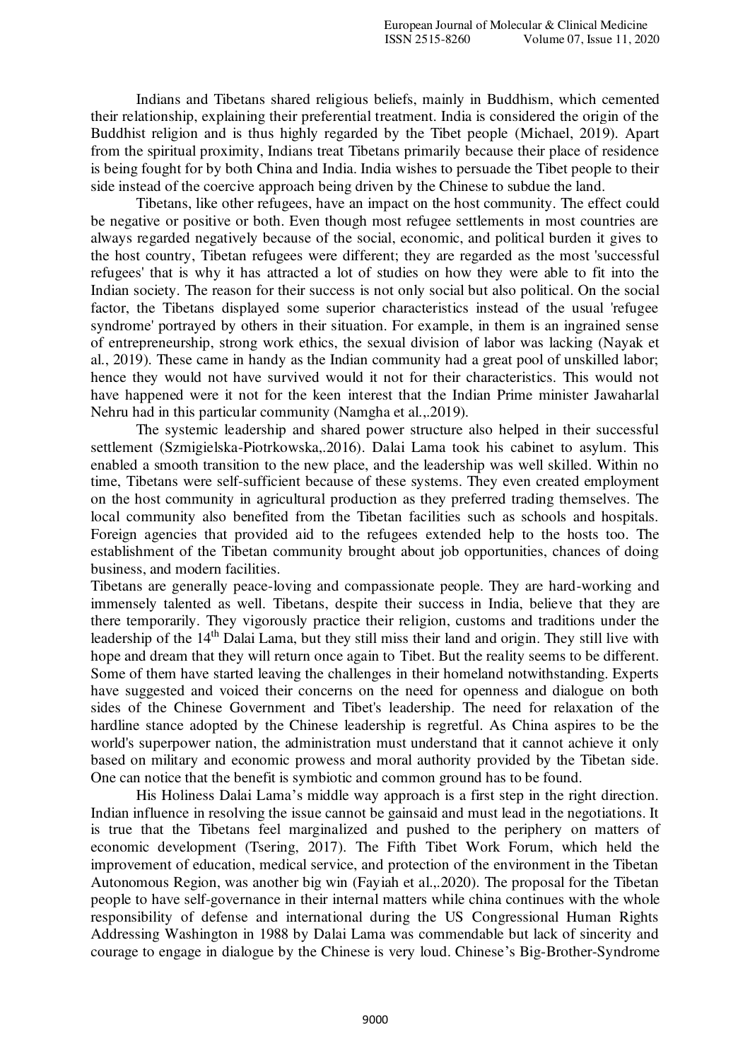Indians and Tibetans shared religious beliefs, mainly in Buddhism, which cemented their relationship, explaining their preferential treatment. India is considered the origin of the Buddhist religion and is thus highly regarded by the Tibet people (Michael, 2019). Apart from the spiritual proximity, Indians treat Tibetans primarily because their place of residence is being fought for by both China and India. India wishes to persuade the Tibet people to their side instead of the coercive approach being driven by the Chinese to subdue the land.

Tibetans, like other refugees, have an impact on the host community. The effect could be negative or positive or both. Even though most refugee settlements in most countries are always regarded negatively because of the social, economic, and political burden it gives to the host country, Tibetan refugees were different; they are regarded as the most 'successful refugees' that is why it has attracted a lot of studies on how they were able to fit into the Indian society. The reason for their success is not only social but also political. On the social factor, the Tibetans displayed some superior characteristics instead of the usual 'refugee syndrome' portrayed by others in their situation. For example, in them is an ingrained sense of entrepreneurship, strong work ethics, the sexual division of labor was lacking (Nayak et al., 2019). These came in handy as the Indian community had a great pool of unskilled labor; hence they would not have survived would it not for their characteristics. This would not have happened were it not for the keen interest that the Indian Prime minister Jawaharlal Nehru had in this particular community (Namgha et al.,.2019).

The systemic leadership and shared power structure also helped in their successful settlement (Szmigielska-Piotrkowska,.2016). Dalai Lama took his cabinet to asylum. This enabled a smooth transition to the new place, and the leadership was well skilled. Within no time, Tibetans were self-sufficient because of these systems. They even created employment on the host community in agricultural production as they preferred trading themselves. The local community also benefited from the Tibetan facilities such as schools and hospitals. Foreign agencies that provided aid to the refugees extended help to the hosts too. The establishment of the Tibetan community brought about job opportunities, chances of doing business, and modern facilities.

Tibetans are generally peace-loving and compassionate people. They are hard-working and immensely talented as well. Tibetans, despite their success in India, believe that they are there temporarily. They vigorously practice their religion, customs and traditions under the leadership of the 14th Dalai Lama, but they still miss their land and origin. They still live with hope and dream that they will return once again to Tibet. But the reality seems to be different. Some of them have started leaving the challenges in their homeland notwithstanding. Experts have suggested and voiced their concerns on the need for openness and dialogue on both sides of the Chinese Government and Tibet's leadership. The need for relaxation of the hardline stance adopted by the Chinese leadership is regretful. As China aspires to be the world's superpower nation, the administration must understand that it cannot achieve it only based on military and economic prowess and moral authority provided by the Tibetan side. One can notice that the benefit is symbiotic and common ground has to be found.

His Holiness Dalai Lama's middle way approach is a first step in the right direction. Indian influence in resolving the issue cannot be gainsaid and must lead in the negotiations. It is true that the Tibetans feel marginalized and pushed to the periphery on matters of economic development (Tsering, 2017). The Fifth Tibet Work Forum, which held the improvement of education, medical service, and protection of the environment in the Tibetan Autonomous Region, was another big win (Fayiah et al.,.2020). The proposal for the Tibetan people to have self-governance in their internal matters while china continues with the whole responsibility of defense and international during the US Congressional Human Rights Addressing Washington in 1988 by Dalai Lama was commendable but lack of sincerity and courage to engage in dialogue by the Chinese is very loud. Chinese's Big-Brother-Syndrome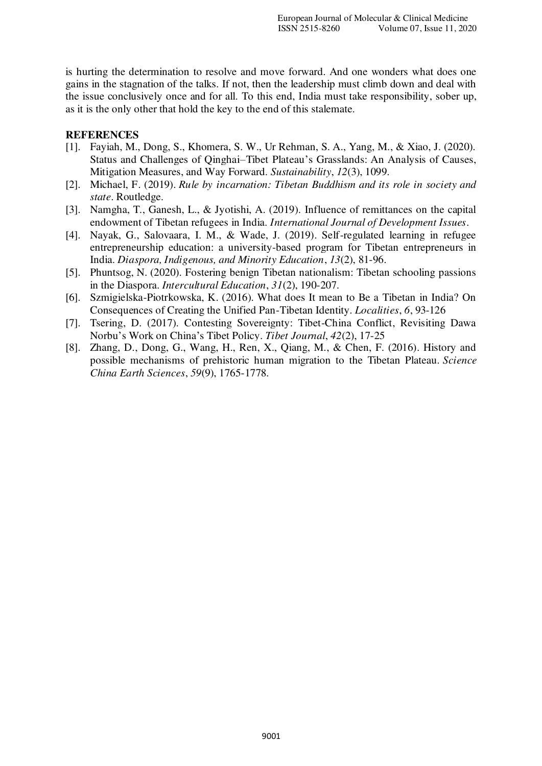is hurting the determination to resolve and move forward. And one wonders what does one gains in the stagnation of the talks. If not, then the leadership must climb down and deal with the issue conclusively once and for all. To this end, India must take responsibility, sober up, as it is the only other that hold the key to the end of this stalemate.

## REFERENCES

[1]. Fayiah, M., Dong, S., Khomera, S. W., Ur Rehman, S. A., Yang, M., & Xiao, J. (2020). Status and Challenges of Qinghai–Tibet Plateau's Grasslands: An Analysis of Causes, Mitigation Measures, and Way Forward. *Sustainability*, *12*(3), 1099.

[2]. Michael, F. (2019). *Rule by incarnation: Tibetan Buddhism and its role in society and state*. Routledge.

[3]. Namgha, T., Ganesh, L., & Jyotishi, A. (2019). Influence of remittances on the capital endowment of Tibetan refugees in India. *International Journal of Development Issues*.

[4]. Nayak, G., Salovaara, I. M., & Wade, J. (2019). Self-regulated learning in refugee entrepreneurship education: a university-based program for Tibetan entrepreneurs in India. *Diaspora, Indigenous, and Minority Education*, *13*(2), 81-96.

[5]. Phuntsog, N. (2020). Fostering benign Tibetan nationalism: Tibetan schooling passions in the Diaspora. *Intercultural Education*, *31*(2), 190-207.

[6]. Szmigielska-Piotrkowska, K. (2016). What does It mean to Be a Tibetan in India? On Consequences of Creating the Unified Pan-Tibetan Identity. *Localities*, *6*, 93-126

[7]. Tsering, D. (2017). Contesting Sovereignty: Tibet-China Conflict, Revisiting Dawa Norbu's Work on China's Tibet Policy. *Tibet Journal*, *42*(2), 17-25

[8]. Zhang, D., Dong, G., Wang, H., Ren, X., Qiang, M., & Chen, F. (2016). History and possible mechanisms of prehistoric human migration to the Tibetan Plateau. *Science China Earth Sciences*, *59*(9), 1765-1778.